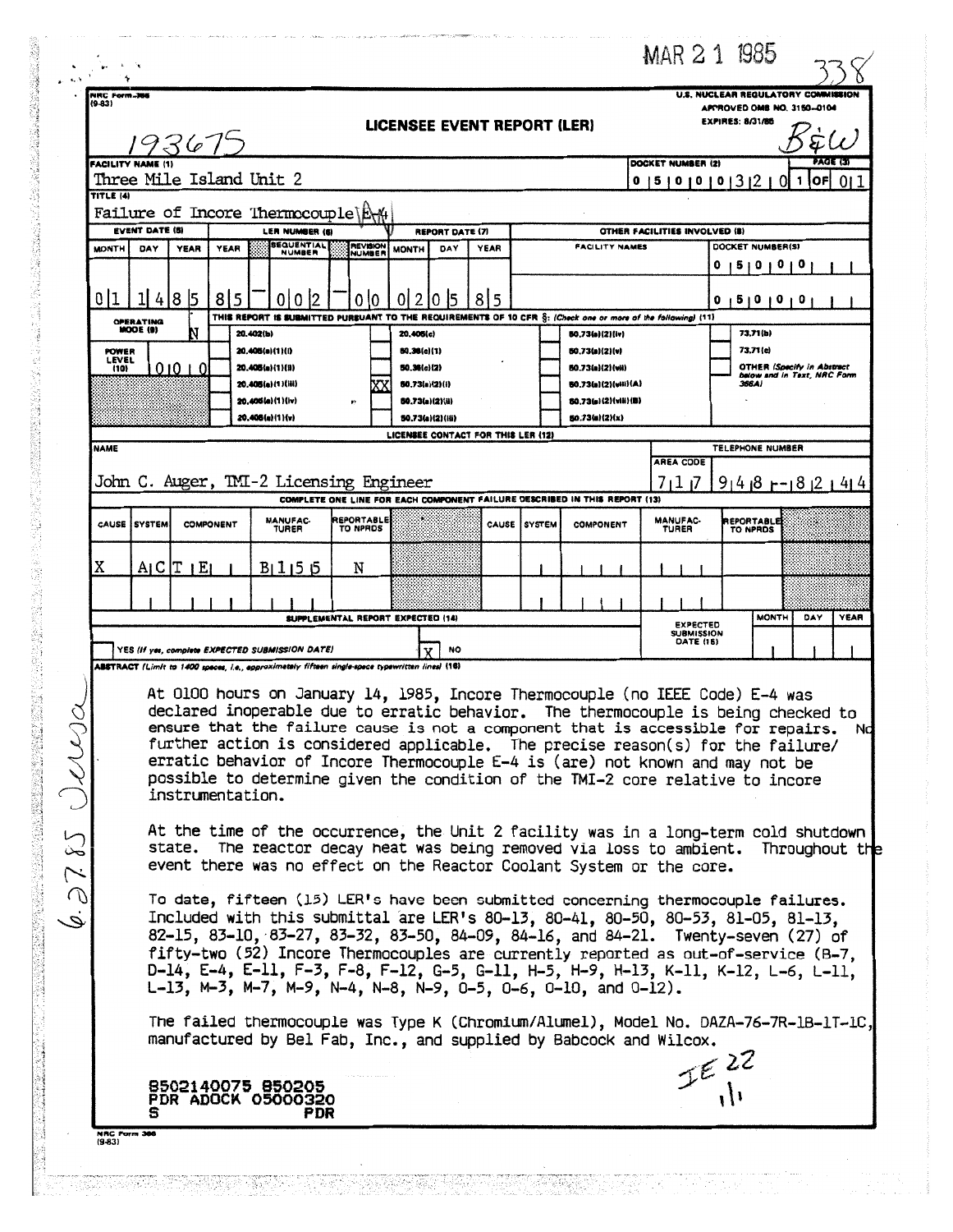MAR 21 1985

338

NRC Form 366 (9-83)

U.S. NUCLEAR REGULATORY COMMISSION
APPROVED OMB NO. 3150-0104
EXPIRES: 8/31/85

193675

# LICENSEE EVENT REPORT (LER)

B&W

| FACILITY NAME (1) | DOCKET NUMBER (2) | PAGE (3) |
|---|---|---|
| Three Mile Island Unit 2 | 0 5 0 0 0 3 2 0 | 1 OF 0 1 |

TITLE (4): Failure of Incore Thermocouple E-4

| EVENT DATE (5) | | | LER NUMBER (6) | | | REPORT DATE (7) | | | OTHER FACILITIES INVOLVED (8) | |
|---|---|---|---|---|---|---|---|---|---|---|
| MONTH | DAY | YEAR | YEAR | SEQUENTIAL NUMBER | REVISION NUMBER | MONTH | DAY | YEAR | FACILITY NAMES | DOCKET NUMBER(S) |
| 0 1 | 1 4 | 8 5 | 8 5 | 0 0 2 | 0 0 | 0 2 | 0 5 | 8 5 | | 0 5 0 0 0 |
| | | | | | | | | | | 0 5 0 0 0 |

OPERATING MODE (9): N

POWER LEVEL (10): 0 0 0

THIS REPORT IS SUBMITTED PURSUANT TO THE REQUIREMENTS OF 10 CFR §: (Check one or more of the following) (11)

- [ ] 20.402(b)
- [ ] 20.405(a)(1)(i)
- [ ] 20.405(a)(1)(ii)
- [ ] 20.405(a)(1)(iii)
- [ ] 20.405(a)(1)(iv)
- [ ] 20.405(a)(1)(v)
- [ ] 20.405(c)
- [ ] 50.36(c)(1)
- [ ] 50.36(c)(2)
- [XX] 50.73(a)(2)(i)
- [ ] 50.73(a)(2)(ii)
- [ ] 50.73(a)(2)(iii)
- [ ] 50.73(a)(2)(iv)
- [ ] 50.73(a)(2)(v)
- [ ] 50.73(a)(2)(vii)
- [ ] 50.73(a)(2)(viii)(A)
- [ ] 50.73(a)(2)(viii)(B)
- [ ] 50.73(a)(2)(x)
- [ ] 73.71(b)
- [ ] 73.71(c)
- [ ] OTHER (Specify in Abstract below and in Text, NRC Form 366A)

LICENSEE CONTACT FOR THIS LER (12)

| NAME | TELEPHONE NUMBER |
|---|---|
| John C. Auger, TMI-2 Licensing Engineer | 7 1 7 9 4 8 - 8 2 4 4 |

COMPLETE ONE LINE FOR EACH COMPONENT FAILURE DESCRIBED IN THIS REPORT (13)

| CAUSE | SYSTEM | COMPONENT | MANUFACTURER | REPORTABLE TO NPRDS | CAUSE | SYSTEM | COMPONENT | MANUFACTURER | REPORTABLE TO NPRDS |
|---|---|---|---|---|---|---|---|---|---|
| X | A C | T E | B 1 5 5 | N | | | | | |
| | | | | | | | | | |

SUPPLEMENTAL REPORT EXPECTED (14)

- [ ] YES (If yes, complete EXPECTED SUBMISSION DATE)
- [X] NO

EXPECTED SUBMISSION DATE (15): MONTH | DAY | YEAR

ABSTRACT (Limit to 1400 spaces, i.e., approximately fifteen single-space typewritten lines) (16)

At 0100 hours on January 14, 1985, Incore Thermocouple (no IEEE Code) E-4 was declared inoperable due to erratic behavior. The thermocouple is being checked to ensure that the failure cause is not a component that is accessible for repairs. No further action is considered applicable. The precise reason(s) for the failure/erratic behavior of Incore Thermocouple E-4 is (are) not known and may not be possible to determine given the condition of the TMI-2 core relative to incore instrumentation.

At the time of the occurrence, the Unit 2 facility was in a long-term cold shutdown state. The reactor decay heat was being removed via loss to ambient. Throughout the event there was no effect on the Reactor Coolant System or the core.

To date, fifteen (15) LER's have been submitted concerning thermocouple failures. Included with this submittal are LER's 80-13, 80-41, 80-50, 80-53, 81-05, 81-13, 82-15, 83-10, 83-27, 83-32, 83-50, 84-09, 84-16, and 84-21. Twenty-seven (27) of fifty-two (52) Incore Thermocouples are currently reported as out-of-service (B-7, D-14, E-4, E-11, F-3, F-8, F-12, G-5, G-11, H-5, H-9, H-13, K-11, K-12, L-6, L-11, L-13, M-3, M-7, M-9, N-4, N-8, N-9, O-5, O-6, O-10, and O-12).

The failed thermocouple was Type K (Chromium/Alumel), Model No. DAZA-76-7R-1B-1T-1C, manufactured by Bel Fab, Inc., and supplied by Babcock and Wilcox.

8502140075 850205
PDR ADOCK 05000320
S PDR

IE 22
1/1

6.27.85 Jeresa

NRC Form 366 (9-83)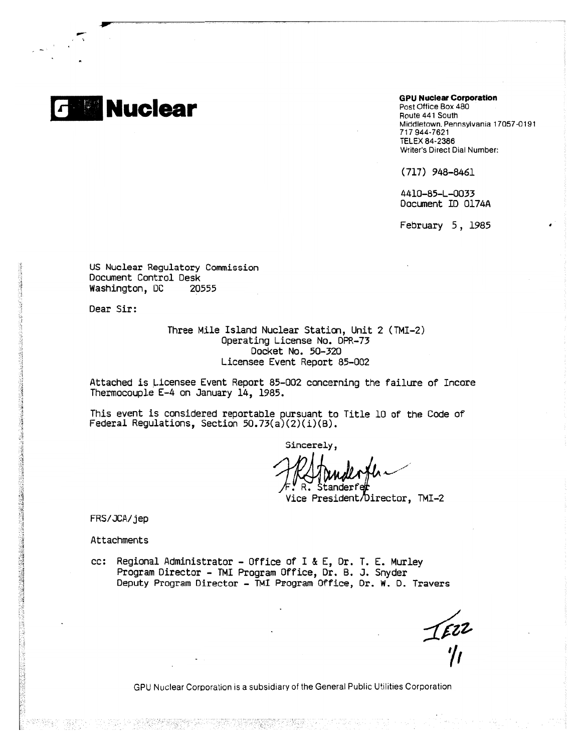**GPU Nuclear**

**GPU Nuclear Corporation**
Post Office Box 480
Route 441 South
Middletown, Pennsylvania 17057-0191
717 944-7621
TELEX 84-2386
Writer's Direct Dial Number:

(717) 948-8461

4410-85-L-0033
Document ID 0174A

February 5, 1985

US Nuclear Regulatory Commission
Document Control Desk
Washington, DC 20555

Dear Sir:

Three Mile Island Nuclear Station, Unit 2 (TMI-2)
Operating License No. DPR-73
Docket No. 50-320
Licensee Event Report 85-002

Attached is Licensee Event Report 85-002 concerning the failure of Incore Thermocouple E-4 on January 14, 1985.

This event is considered reportable pursuant to Title 10 of the Code of Federal Regulations, Section 50.73(a)(2)(i)(B).

Sincerely,

F. R. Standerfer
Vice President/Director, TMI-2

FRS/JCA/jep

Attachments

cc: Regional Administrator - Office of I & E, Dr. T. E. Murley
Program Director - TMI Program Office, Dr. B. J. Snyder
Deputy Program Director - TMI Program Office, Dr. W. D. Travers

IE22
1/1

GPU Nuclear Corporation is a subsidiary of the General Public Utilities Corporation